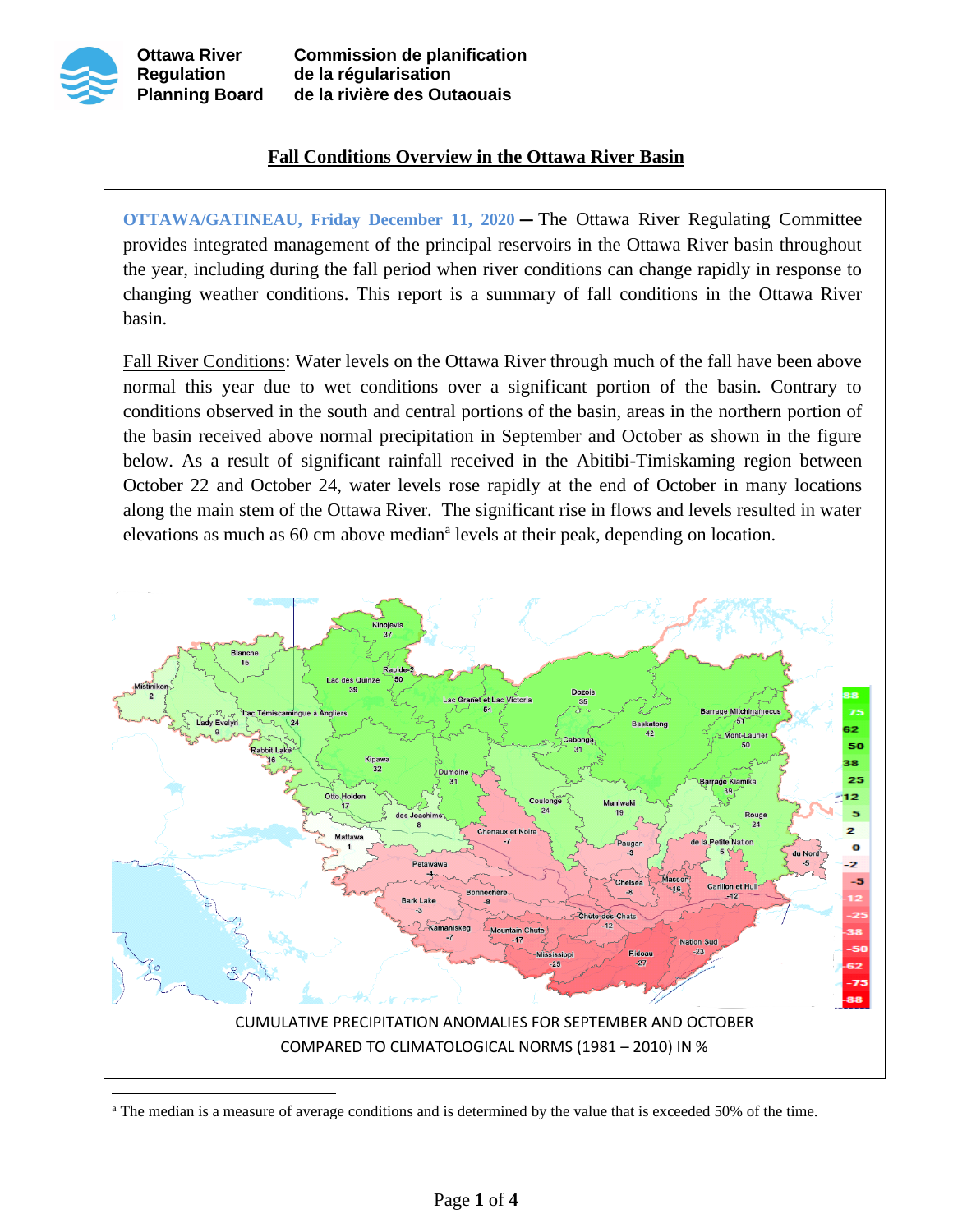Ottawa River Regulation Planning Board

Commission de planification de la régularisation de la rivière des Outaouais

# Fall Conditions Overview in the Ottawa River Basin

**OTTAWA/GATINEAU, Friday December 11, 2020** — The Ottawa River Regulating Committee provides integrated management of the principal reservoirs in the Ottawa River basin throughout the year, including during the fall period when river conditions can change rapidly in response to changing weather conditions. This report is a summary of fall conditions in the Ottawa River basin.

Fall River Conditions: Water levels on the Ottawa River through much of the fall have been above normal this year due to wet conditions over a significant portion of the basin. Contrary to conditions observed in the south and central portions of the basin, areas in the northern portion of the basin received above normal precipitation in September and October as shown in the figure below. As a result of significant rainfall received in the Abitibi-Timiskaming region between October 22 and October 24, water levels rose rapidly at the end of October in many locations along the main stem of the Ottawa River. The significant rise in flows and levels resulted in water elevations as much as 60 cm above median[a] levels at their peak, depending on location.

CUMULATIVE PRECIPITATION ANOMALIES FOR SEPTEMBER AND OCTOBER COMPARED TO CLIMATOLOGICAL NORMS (1981 – 2010) IN %

[a] The median is a measure of average conditions and is determined by the value that is exceeded 50% of the time.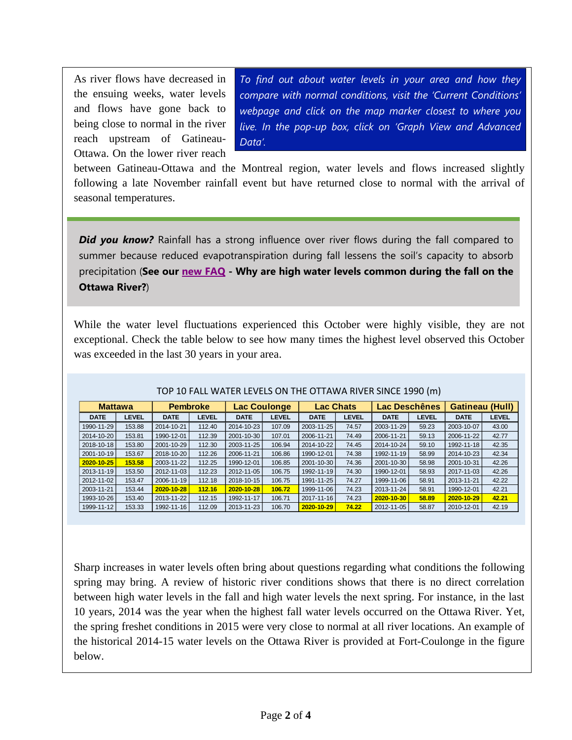As river flows have decreased in the ensuing weeks, water levels and flows have gone back to being close to normal in the river reach upstream of Gatineau-Ottawa. On the lower river reach between Gatineau-Ottawa and the Montreal region, water levels and flows increased slightly following a late November rainfall event but have returned close to normal with the arrival of seasonal temperatures.

*To find out about water levels in your area and how they compare with normal conditions, visit the 'Current Conditions' webpage and click on the map marker closest to where you live. In the pop-up box, click on 'Graph View and Advanced Data'.*

***Did you know?*** Rainfall has a strong influence over river flows during the fall compared to summer because reduced evapotranspiration during fall lessens the soil's capacity to absorb precipitation (**See our new FAQ - Why are high water levels common during the fall on the Ottawa River?**)

While the water level fluctuations experienced this October were highly visible, they are not exceptional. Check the table below to see how many times the highest level observed this October was exceeded in the last 30 years in your area.

TOP 10 FALL WATER LEVELS ON THE OTTAWA RIVER SINCE 1990 (m)

| Mattawa | | Pembroke | | Lac Coulonge | | Lac Chats | | Lac Deschênes | | Gatineau (Hull) | |
|---|---|---|---|---|---|---|---|---|---|---|---|
| DATE | LEVEL | DATE | LEVEL | DATE | LEVEL | DATE | LEVEL | DATE | LEVEL | DATE | LEVEL |
| 1990-11-29 | 153.88 | 2014-10-21 | 112.40 | 2014-10-23 | 107.09 | 2003-11-25 | 74.57 | 2003-11-29 | 59.23 | 2003-10-07 | 43.00 |
| 2014-10-20 | 153.81 | 1990-12-01 | 112.39 | 2001-10-30 | 107.01 | 2006-11-21 | 74.49 | 2006-11-21 | 59.13 | 2006-11-22 | 42.77 |
| 2018-10-18 | 153.80 | 2001-10-29 | 112.30 | 2003-11-25 | 106.94 | 2014-10-22 | 74.45 | 2014-10-24 | 59.10 | 1992-11-18 | 42.35 |
| 2001-10-19 | 153.67 | 2018-10-20 | 112.26 | 2006-11-21 | 106.86 | 1990-12-01 | 74.38 | 1992-11-19 | 58.99 | 2014-10-23 | 42.34 |
| **2020-10-25** | **153.58** | 2003-11-22 | 112.25 | 1990-12-01 | 106.85 | 2001-10-30 | 74.36 | 2001-10-30 | 58.98 | 2001-10-31 | 42.26 |
| 2013-11-19 | 153.50 | 2012-11-03 | 112.23 | 2012-11-05 | 106.75 | 1992-11-19 | 74.30 | 1990-12-01 | 58.93 | 2017-11-03 | 42.26 |
| 2012-11-02 | 153.47 | 2006-11-19 | 112.18 | 2018-10-15 | 106.75 | 1991-11-25 | 74.27 | 1999-11-06 | 58.91 | 2013-11-21 | 42.22 |
| 2003-11-21 | 153.44 | **2020-10-28** | **112.16** | **2020-10-28** | **106.72** | 1999-11-06 | 74.23 | 2013-11-24 | 58.91 | 1990-12-01 | 42.21 |
| 1993-10-26 | 153.40 | 2013-11-22 | 112.15 | 1992-11-17 | 106.71 | 2017-11-16 | 74.23 | **2020-10-30** | **58.89** | **2020-10-29** | **42.21** |
| 1999-11-12 | 153.33 | 1992-11-16 | 112.09 | 2013-11-23 | 106.70 | **2020-10-29** | **74.22** | 2012-11-05 | 58.87 | 2010-12-01 | 42.19 |

Sharp increases in water levels often bring about questions regarding what conditions the following spring may bring. A review of historic river conditions shows that there is no direct correlation between high water levels in the fall and high water levels the next spring. For instance, in the last 10 years, 2014 was the year when the highest fall water levels occurred on the Ottawa River. Yet, the spring freshet conditions in 2015 were very close to normal at all river locations. An example of the historical 2014-15 water levels on the Ottawa River is provided at Fort-Coulonge in the figure below.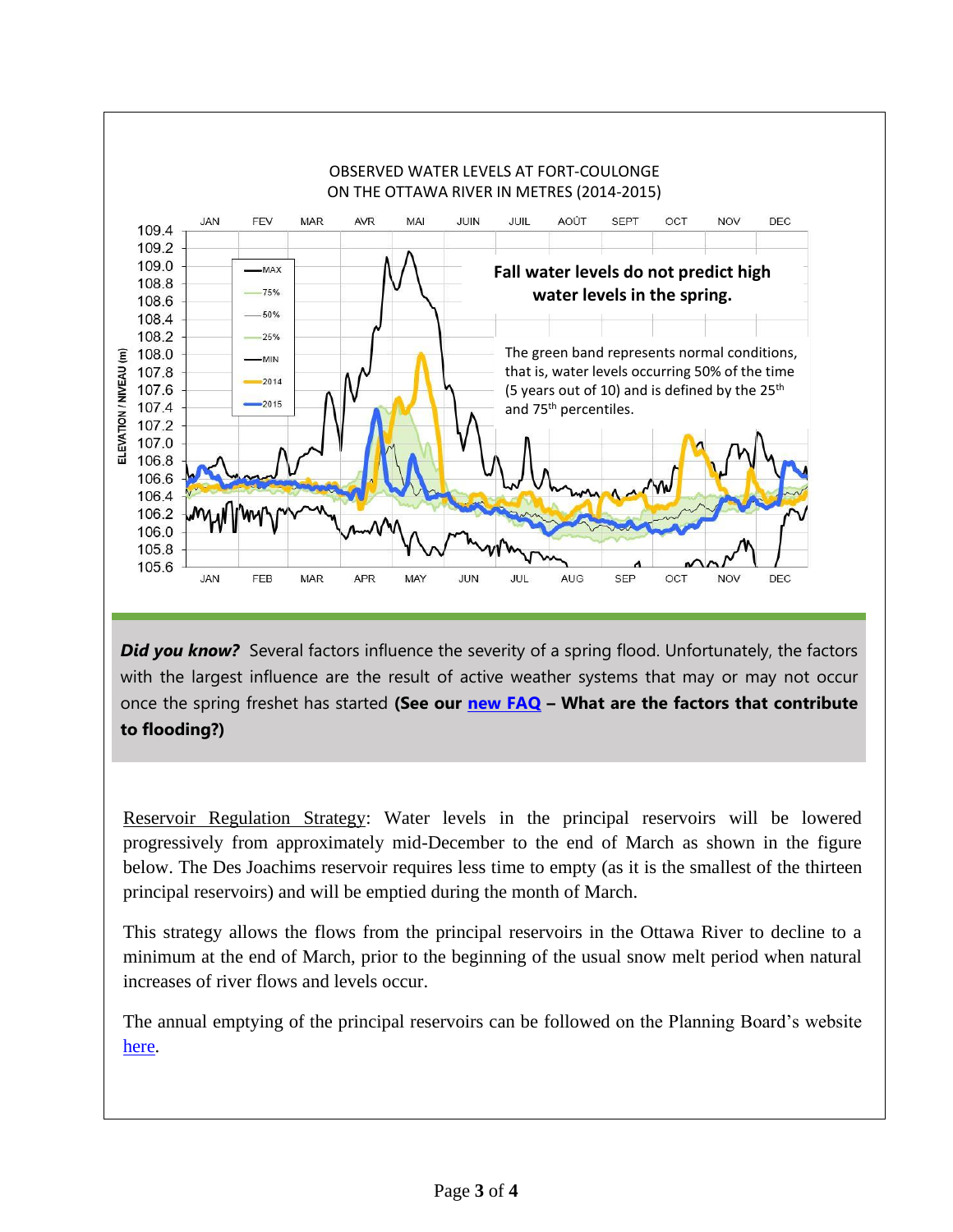OBSERVED WATER LEVELS AT FORT-COULONGE ON THE OTTAWA RIVER IN METRES (2014-2015)

**Fall water levels do not predict high water levels in the spring.**

The green band represents normal conditions, that is, water levels occurring 50% of the time (5 years out of 10) and is defined by the 25th and 75th percentiles.

***Did you know?*** Several factors influence the severity of a spring flood. Unfortunately, the factors with the largest influence are the result of active weather systems that may or may not occur once the spring freshet has started **(See our new FAQ – What are the factors that contribute to flooding?)**

Reservoir Regulation Strategy: Water levels in the principal reservoirs will be lowered progressively from approximately mid-December to the end of March as shown in the figure below. The Des Joachims reservoir requires less time to empty (as it is the smallest of the thirteen principal reservoirs) and will be emptied during the month of March.

This strategy allows the flows from the principal reservoirs in the Ottawa River to decline to a minimum at the end of March, prior to the beginning of the usual snow melt period when natural increases of river flows and levels occur.

The annual emptying of the principal reservoirs can be followed on the Planning Board's website here.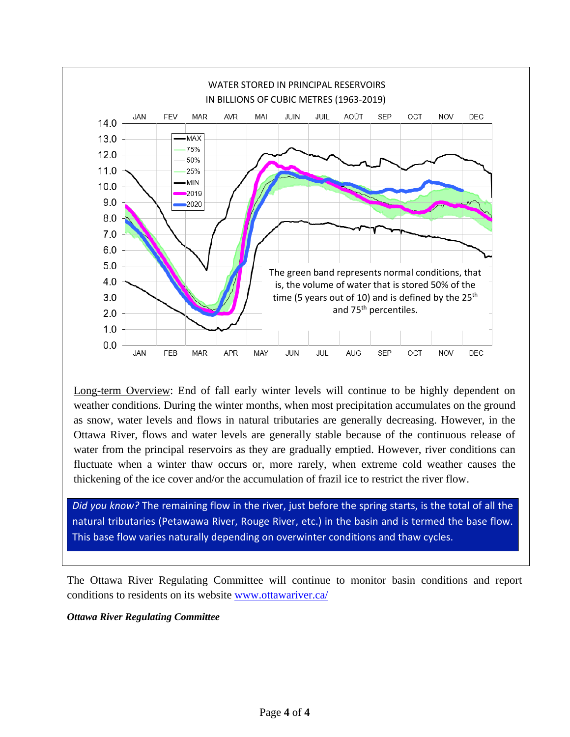WATER STORED IN PRINCIPAL RESERVOIRS
IN BILLIONS OF CUBIC METRES (1963-2019)

JAN FEV MAR AVR MAI JUIN JUIL AOÛT SEP OCT NOV DEC

14.0
13.0
12.0
11.0
10.0
9.0
8.0
7.0
6.0
5.0
4.0
3.0
2.0
1.0
0.0

JAN FEB MAR APR MAY JUN JUL AUG SEP OCT NOV DEC

MAX
75%
50%
25%
MIN
2019
2020

The green band represents normal conditions, that is, the volume of water that is stored 50% of the time (5 years out of 10) and is defined by the 25th and 75th percentiles.

Long-term Overview: End of fall early winter levels will continue to be highly dependent on weather conditions. During the winter months, when most precipitation accumulates on the ground as snow, water levels and flows in natural tributaries are generally decreasing. However, in the Ottawa River, flows and water levels are generally stable because of the continuous release of water from the principal reservoirs as they are gradually emptied. However, river conditions can fluctuate when a winter thaw occurs or, more rarely, when extreme cold weather causes the thickening of the ice cover and/or the accumulation of frazil ice to restrict the river flow.

*Did you know?* The remaining flow in the river, just before the spring starts, is the total of all the natural tributaries (Petawawa River, Rouge River, etc.) in the basin and is termed the base flow. This base flow varies naturally depending on overwinter conditions and thaw cycles.

The Ottawa River Regulating Committee will continue to monitor basin conditions and report conditions to residents on its website www.ottawariver.ca/

***Ottawa River Regulating Committee***